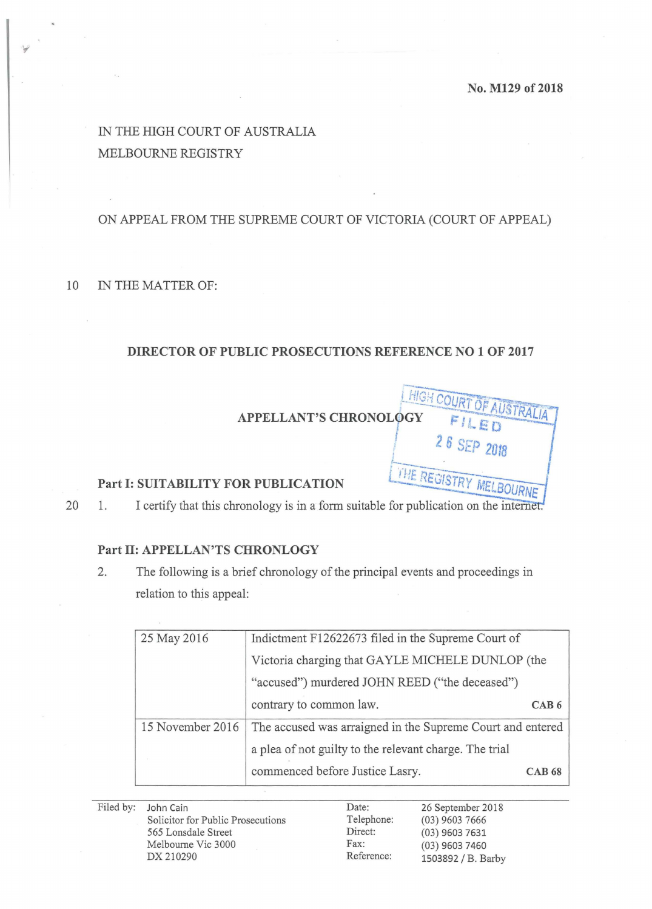No. M129 of 2018

IN THE HIGH COURT OF AUSTRALIA
MELBOURNE REGISTRY

ON APPEAL FROM THE SUPREME COURT OF VICTORIA (COURT OF APPEAL)

IN THE MATTER OF:

**DIRECTOR OF PUBLIC PROSECUTIONS REFERENCE NO 1 OF 2017**

**APPELLANT'S CHRONOLOGY**

HIGH COURT OF AUSTRALIA
FILED
26 SEP 2018
THE REGISTRY MELBOURNE

**Part I: SUITABILITY FOR PUBLICATION**

1. I certify that this chronology is in a form suitable for publication on the internet.

**Part II: APPELLAN'TS CHRONOLOGY**

2. The following is a brief chronology of the principal events and proceedings in relation to this appeal:

| | |
|---|---|
| 25 May 2016 | Indictment F12622673 filed in the Supreme Court of Victoria charging that GAYLE MICHELE DUNLOP (the "accused") murdered JOHN REED ("the deceased") contrary to common law. **CAB 6** |
| 15 November 2016 | The accused was arraigned in the Supreme Court and entered a plea of not guilty to the relevant charge. The trial commenced before Justice Lasry. **CAB 68** |

| | | | |
|---|---|---|---|
| Filed by: | John Cain<br>Solicitor for Public Prosecutions<br>565 Lonsdale Street<br>Melbourne Vic 3000<br>DX 210290 | Date:<br>Telephone:<br>Direct:<br>Fax:<br>Reference: | 26 September 2018<br>(03) 9603 7666<br>(03) 9603 7631<br>(03) 9603 7460<br>1503892 / B. Barby |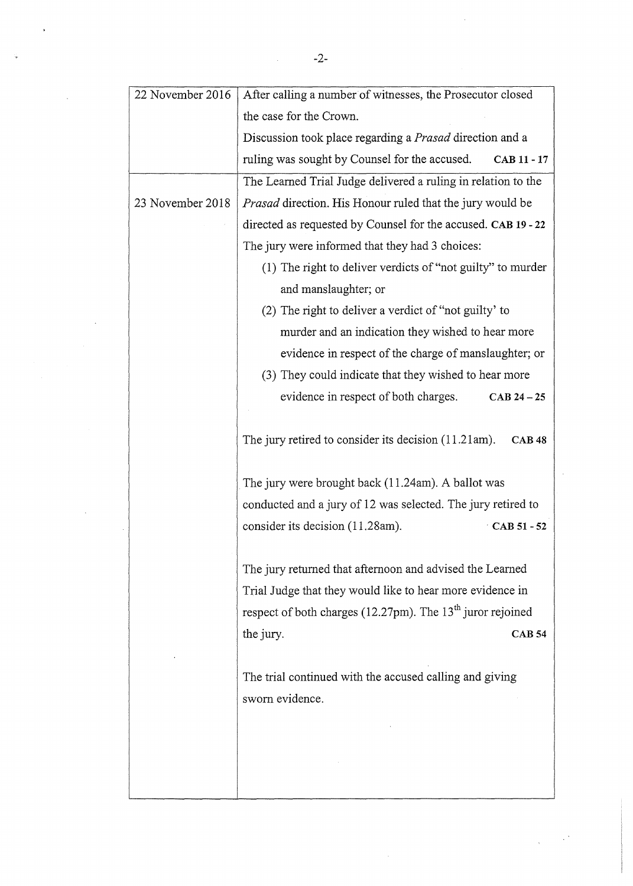| | |
|---|---|
| 22 November 2016 | After calling a number of witnesses, the Prosecutor closed the case for the Crown.<br>Discussion took place regarding a *Prasad* direction and a ruling was sought by Counsel for the accused. **CAB 11 - 17** |
| 23 November 2018 | The Learned Trial Judge delivered a ruling in relation to the *Prasad* direction. His Honour ruled that the jury would be directed as requested by Counsel for the accused. **CAB 19 - 22**<br>The jury were informed that they had 3 choices:<br>(1) The right to deliver verdicts of "not guilty" to murder and manslaughter; or<br>(2) The right to deliver a verdict of "not guilty' to murder and an indication they wished to hear more evidence in respect of the charge of manslaughter; or<br>(3) They could indicate that they wished to hear more evidence in respect of both charges. **CAB 24 – 25**<br><br>The jury retired to consider its decision (11.21am). **CAB 48**<br><br>The jury were brought back (11.24am). A ballot was conducted and a jury of 12 was selected. The jury retired to consider its decision (11.28am). **CAB 51 - 52**<br><br>The jury returned that afternoon and advised the Learned Trial Judge that they would like to hear more evidence in respect of both charges (12.27pm). The 13th juror rejoined the jury. **CAB 54**<br><br>The trial continued with the accused calling and giving sworn evidence. |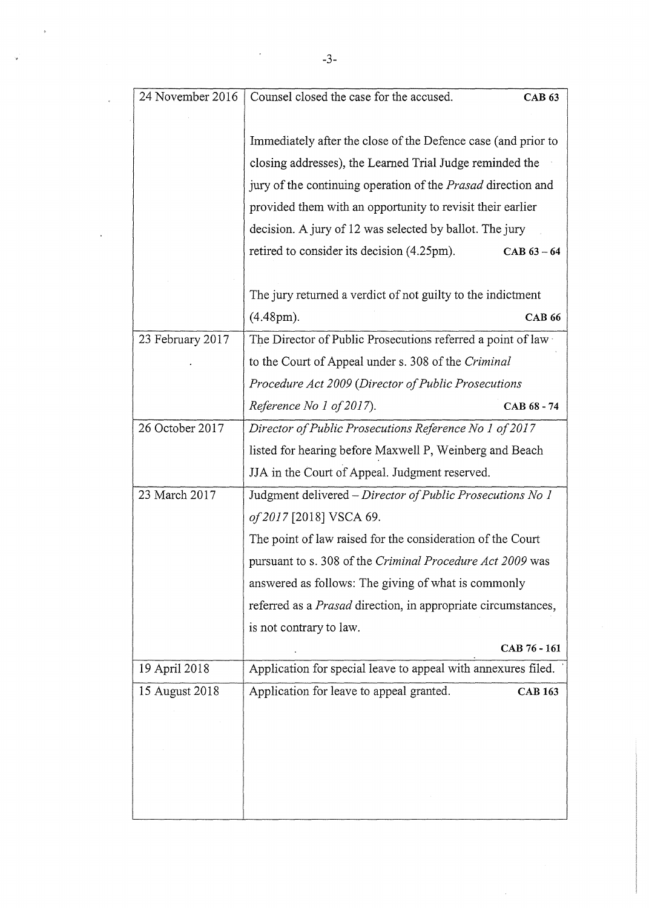| | |
|---|---|
| 24 November 2016 | Counsel closed the case for the accused. **CAB 63**<br><br>Immediately after the close of the Defence case (and prior to closing addresses), the Learned Trial Judge reminded the jury of the continuing operation of the *Prasad* direction and provided them with an opportunity to revisit their earlier decision. A jury of 12 was selected by ballot. The jury retired to consider its decision (4.25pm). **CAB 63 – 64**<br><br>The jury returned a verdict of not guilty to the indictment (4.48pm). **CAB 66** |
| 23 February 2017 | The Director of Public Prosecutions referred a point of law to the Court of Appeal under s. 308 of the *Criminal Procedure Act 2009* (*Director of Public Prosecutions Reference No 1 of 2017*). **CAB 68 - 74** |
| 26 October 2017 | *Director of Public Prosecutions Reference No 1 of 2017* listed for hearing before Maxwell P, Weinberg and Beach JJA in the Court of Appeal. Judgment reserved. |
| 23 March 2017 | Judgment delivered – *Director of Public Prosecutions No 1 of 2017* [2018] VSCA 69.<br>The point of law raised for the consideration of the Court pursuant to s. 308 of the *Criminal Procedure Act 2009* was answered as follows: The giving of what is commonly referred as a *Prasad* direction, in appropriate circumstances, is not contrary to law. **CAB 76 - 161** |
| 19 April 2018 | Application for special leave to appeal with annexures filed. |
| 15 August 2018 | Application for leave to appeal granted. **CAB 163** |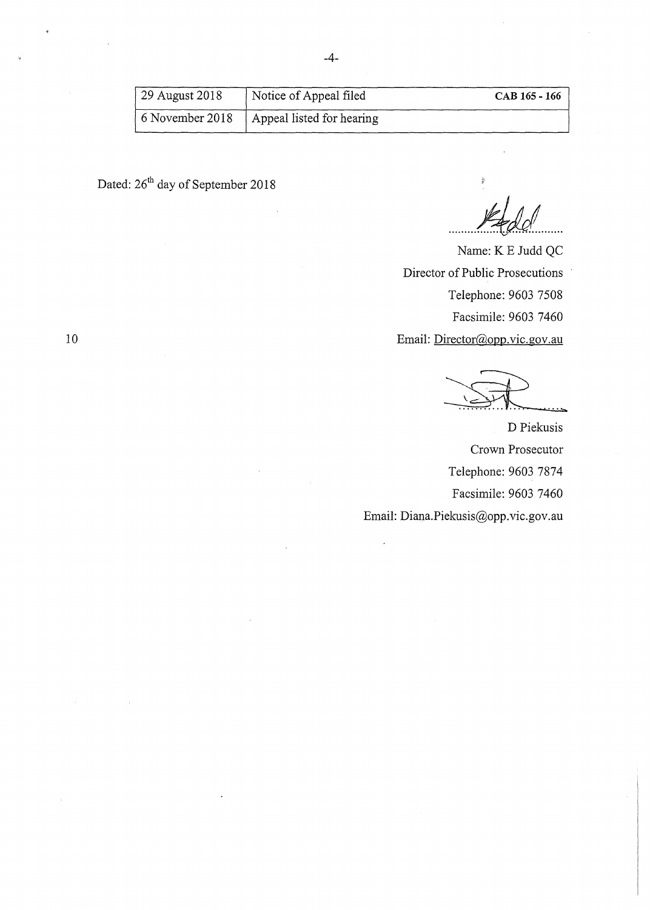| | | |
|---|---|---|
| 29 August 2018 | Notice of Appeal filed | **CAB 165 - 166** |
| 6 November 2018 | Appeal listed for hearing | |

Dated: 26th day of September 2018

..............................

Name: K E Judd QC

Director of Public Prosecutions

Telephone: 9603 7508

Facsimile: 9603 7460

10 Email: Director@opp.vic.gov.au

..............................

D Piekusis

Crown Prosecutor

Telephone: 9603 7874

Facsimile: 9603 7460

Email: Diana.Piekusis@opp.vic.gov.au